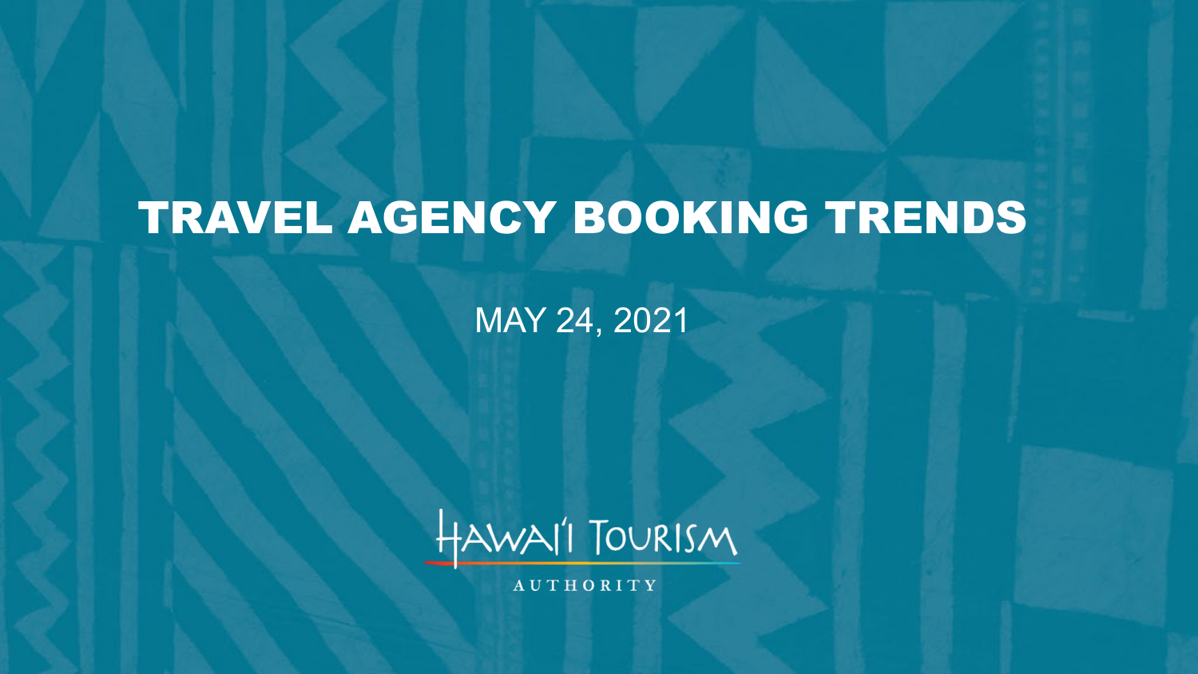# TRAVEL AGENCY BOOKING TRENDS

MAY 24, 2021

HAWAI'I TOURISM AUTHORITY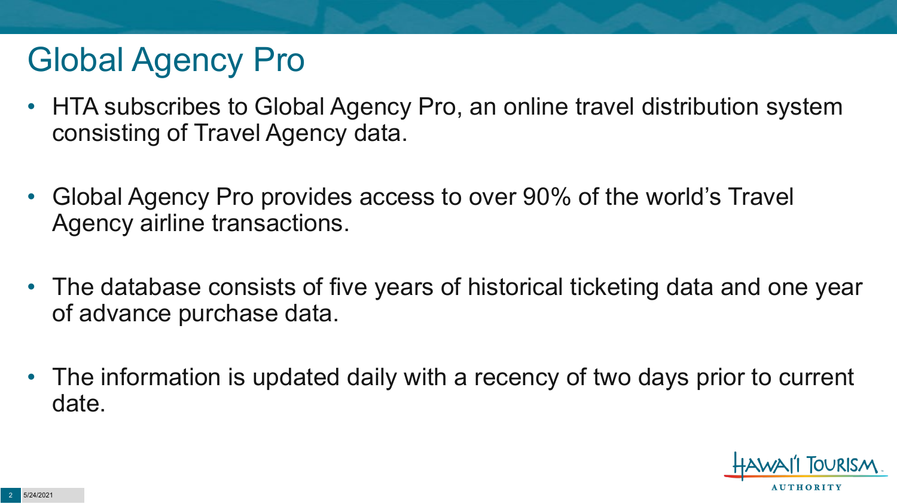# Global Agency Pro

- HTA subscribes to Global Agency Pro, an online travel distribution system consisting of Travel Agency data.
- Global Agency Pro provides access to over 90% of the world's Travel Agency airline transactions.
- The database consists of five years of historical ticketing data and one year of advance purchase data.
- The information is updated daily with a recency of two days prior to current date.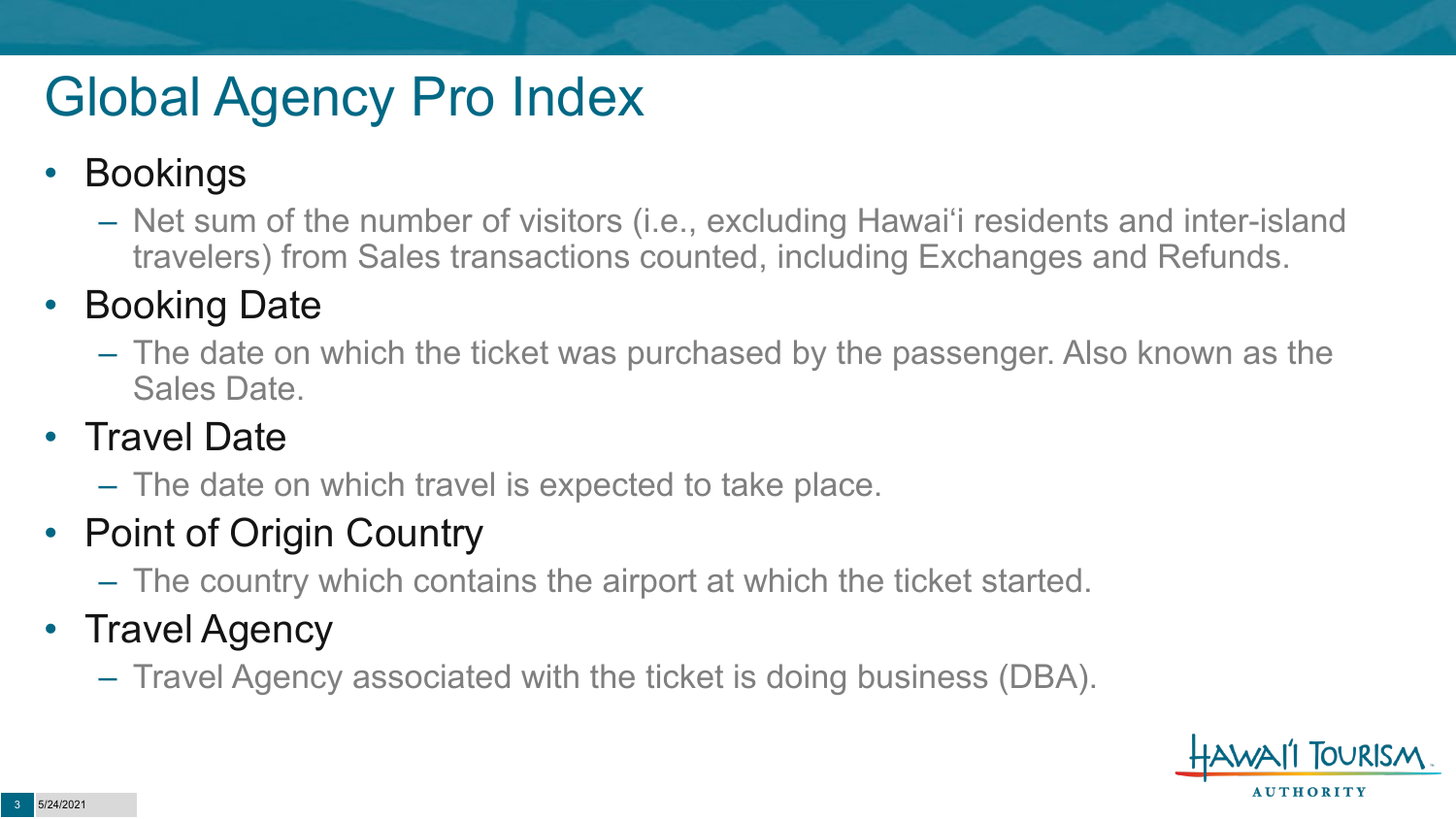# Global Agency Pro Index

- Bookings
  - Net sum of the number of visitors (i.e., excluding Hawai'i residents and inter-island travelers) from Sales transactions counted, including Exchanges and Refunds.
- Booking Date
  - The date on which the ticket was purchased by the passenger. Also known as the Sales Date.
- Travel Date
  - The date on which travel is expected to take place.
- Point of Origin Country
  - The country which contains the airport at which the ticket started.
- Travel Agency
  - Travel Agency associated with the ticket is doing business (DBA).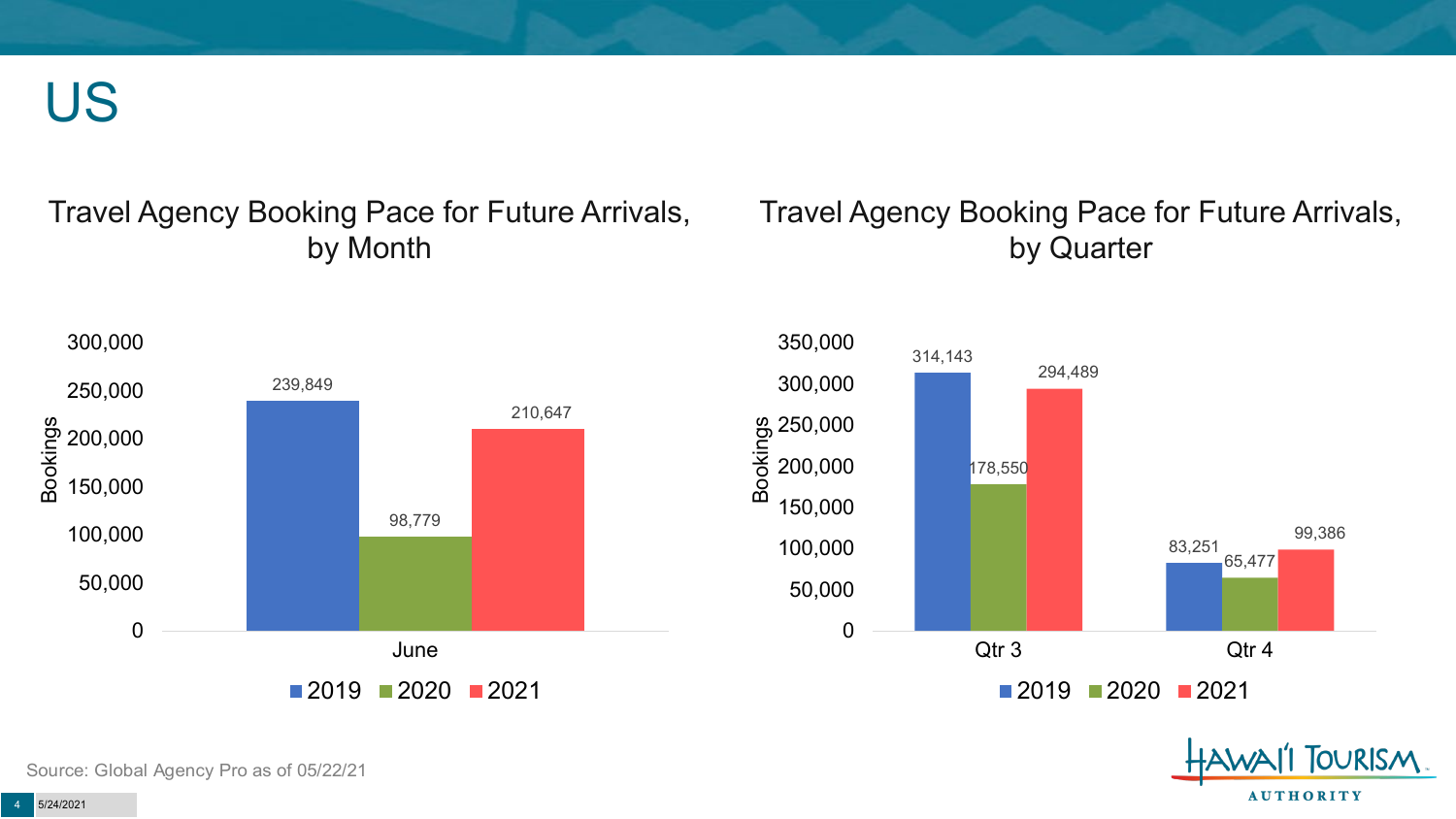# US

## Travel Agency Booking Pace for Future Arrivals, by Month

| Month | 2019 | 2020 | 2021 |
|---|---|---|---|
| June | 239,849 | 98,779 | 210,647 |

## Travel Agency Booking Pace for Future Arrivals, by Quarter

| Quarter | 2019 | 2020 | 2021 |
|---|---|---|---|
| Qtr 3 | 314,143 | 178,550 | 294,489 |
| Qtr 4 | 83,251 | 65,477 | 99,386 |

Source: Global Agency Pro as of 05/22/21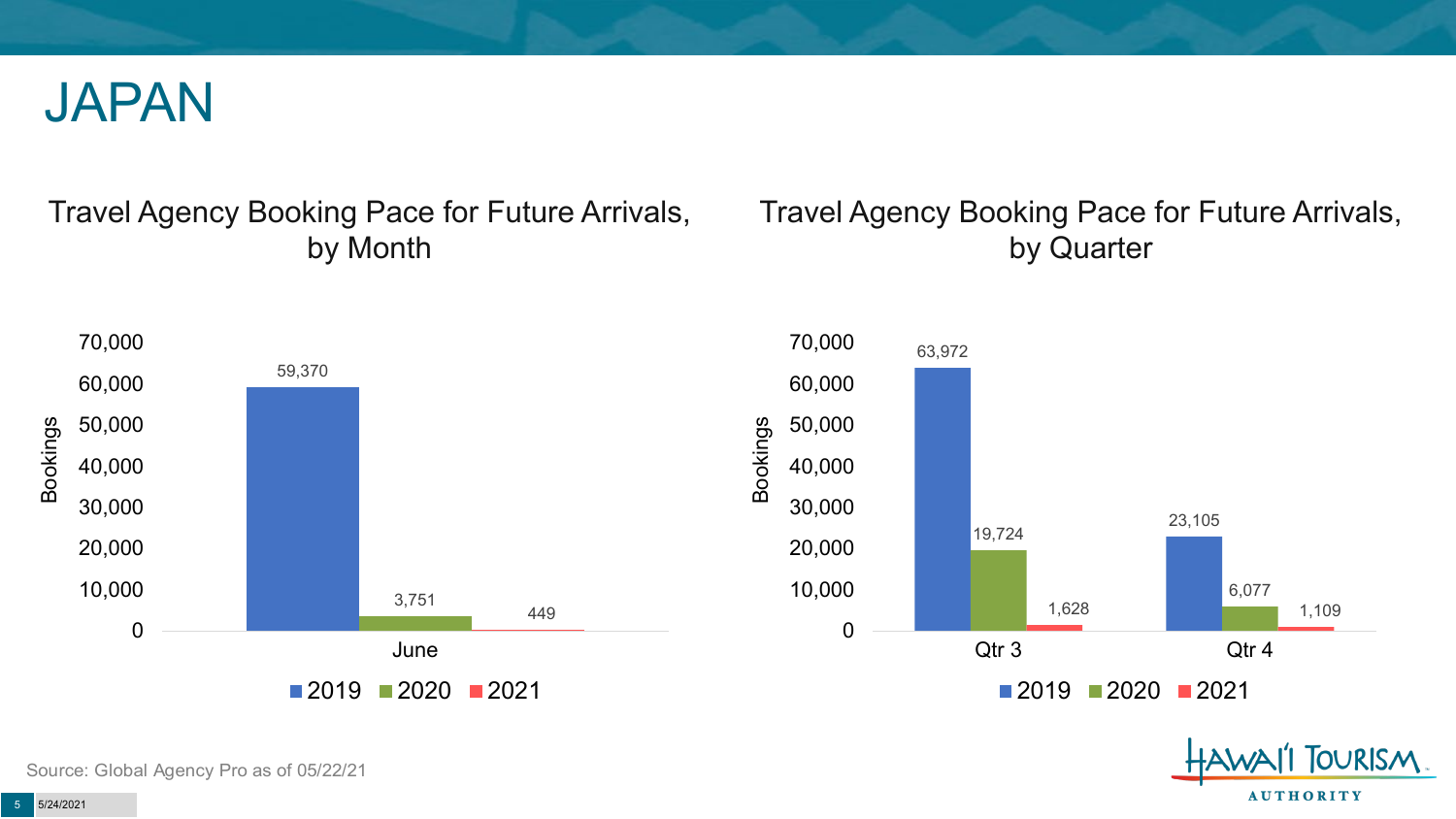# JAPAN

## Travel Agency Booking Pace for Future Arrivals, by Month

| Month | 2019 | 2020 | 2021 |
|---|---|---|---|
| June | 59,370 | 3,751 | 449 |

## Travel Agency Booking Pace for Future Arrivals, by Quarter

| Quarter | 2019 | 2020 | 2021 |
|---|---|---|---|
| Qtr 3 | 63,972 | 19,724 | 1,628 |
| Qtr 4 | 23,105 | 6,077 | 1,109 |

Source: Global Agency Pro as of 05/22/21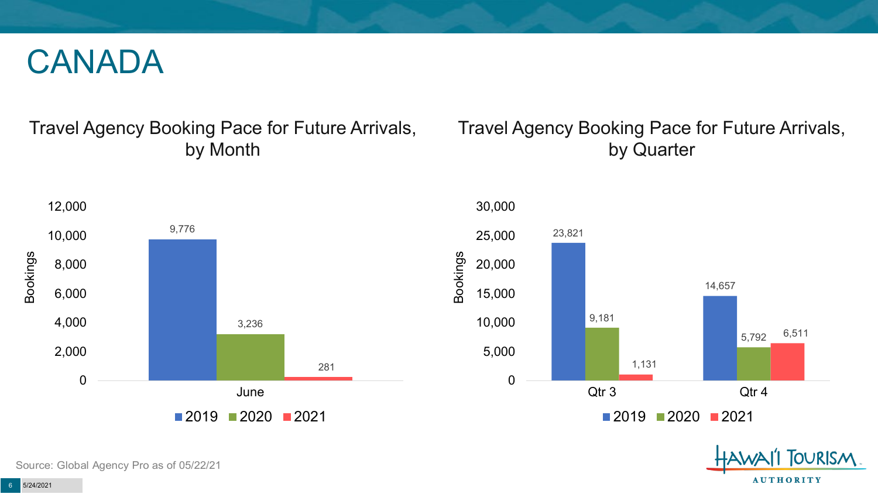# CANADA

## Travel Agency Booking Pace for Future Arrivals, by Month

| | 2019 | 2020 | 2021 |
|---|---|---|---|
| June | 9,776 | 3,236 | 281 |

## Travel Agency Booking Pace for Future Arrivals, by Quarter

| | 2019 | 2020 | 2021 |
|---|---|---|---|
| Qtr 3 | 23,821 | 9,181 | 1,131 |
| Qtr 4 | 14,657 | 5,792 | 6,511 |

Source: Global Agency Pro as of 05/22/21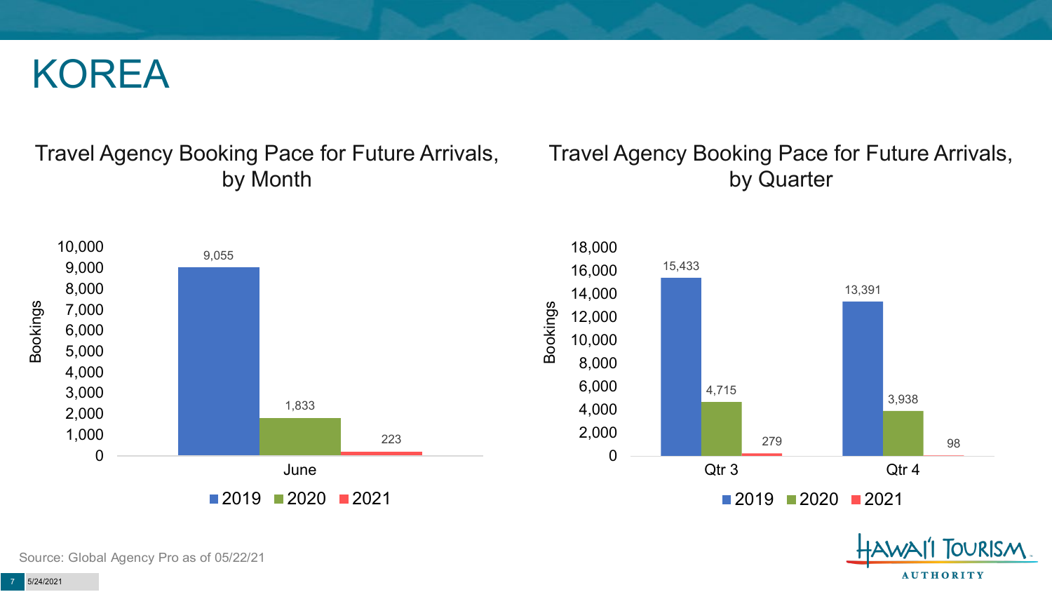# KOREA

## Travel Agency Booking Pace for Future Arrivals, by Month

| Month | 2019 | 2020 | 2021 |
| --- | --- | --- | --- |
| June | 9,055 | 1,833 | 223 |

## Travel Agency Booking Pace for Future Arrivals, by Quarter

| Quarter | 2019 | 2020 | 2021 |
| --- | --- | --- | --- |
| Qtr 3 | 15,433 | 4,715 | 279 |
| Qtr 4 | 13,391 | 3,938 | 98 |

Source: Global Agency Pro as of 05/22/21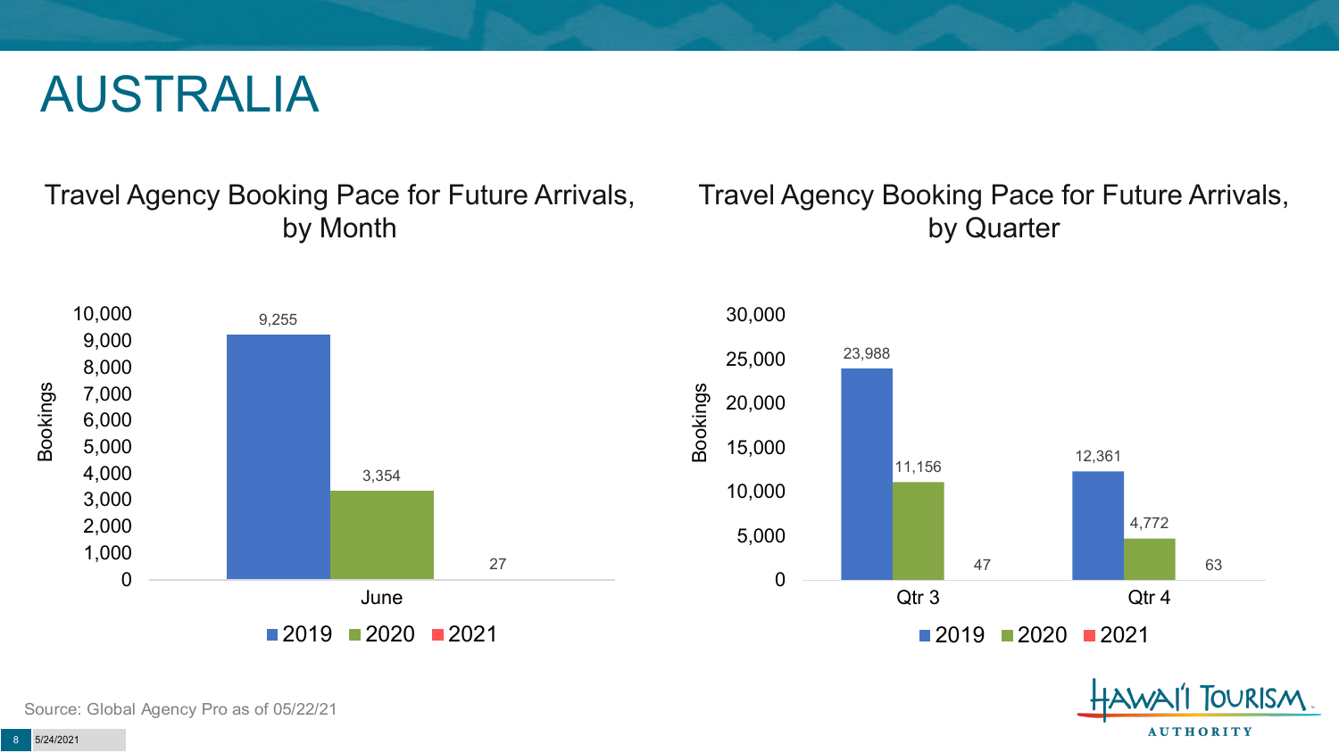# AUSTRALIA

## Travel Agency Booking Pace for Future Arrivals, by Month

| Bookings | 2019 | 2020 | 2021 |
|---|---|---|---|
| June | 9,255 | 3,354 | 27 |

## Travel Agency Booking Pace for Future Arrivals, by Quarter

| Bookings | 2019 | 2020 | 2021 |
|---|---|---|---|
| Qtr 3 | 23,988 | 11,156 | 47 |
| Qtr 4 | 12,361 | 4,772 | 63 |

Source: Global Agency Pro as of 05/22/21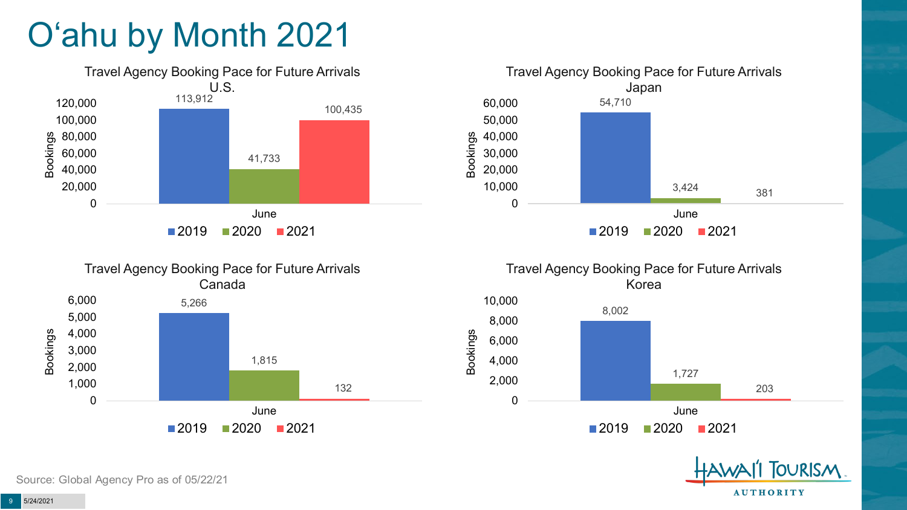# O'ahu by Month 2021

**Travel Agency Booking Pace for Future Arrivals U.S.**

| Bookings | 2019 | 2020 | 2021 |
|---|---|---|---|
| June | 113,912 | 41,733 | 100,435 |

**Travel Agency Booking Pace for Future Arrivals Japan**

| Bookings | 2019 | 2020 | 2021 |
|---|---|---|---|
| June | 54,710 | 3,424 | 381 |

**Travel Agency Booking Pace for Future Arrivals Canada**

| Bookings | 2019 | 2020 | 2021 |
|---|---|---|---|
| June | 5,266 | 1,815 | 132 |

**Travel Agency Booking Pace for Future Arrivals Korea**

| Bookings | 2019 | 2020 | 2021 |
|---|---|---|---|
| June | 8,002 | 1,727 | 203 |

Source: Global Agency Pro as of 05/22/21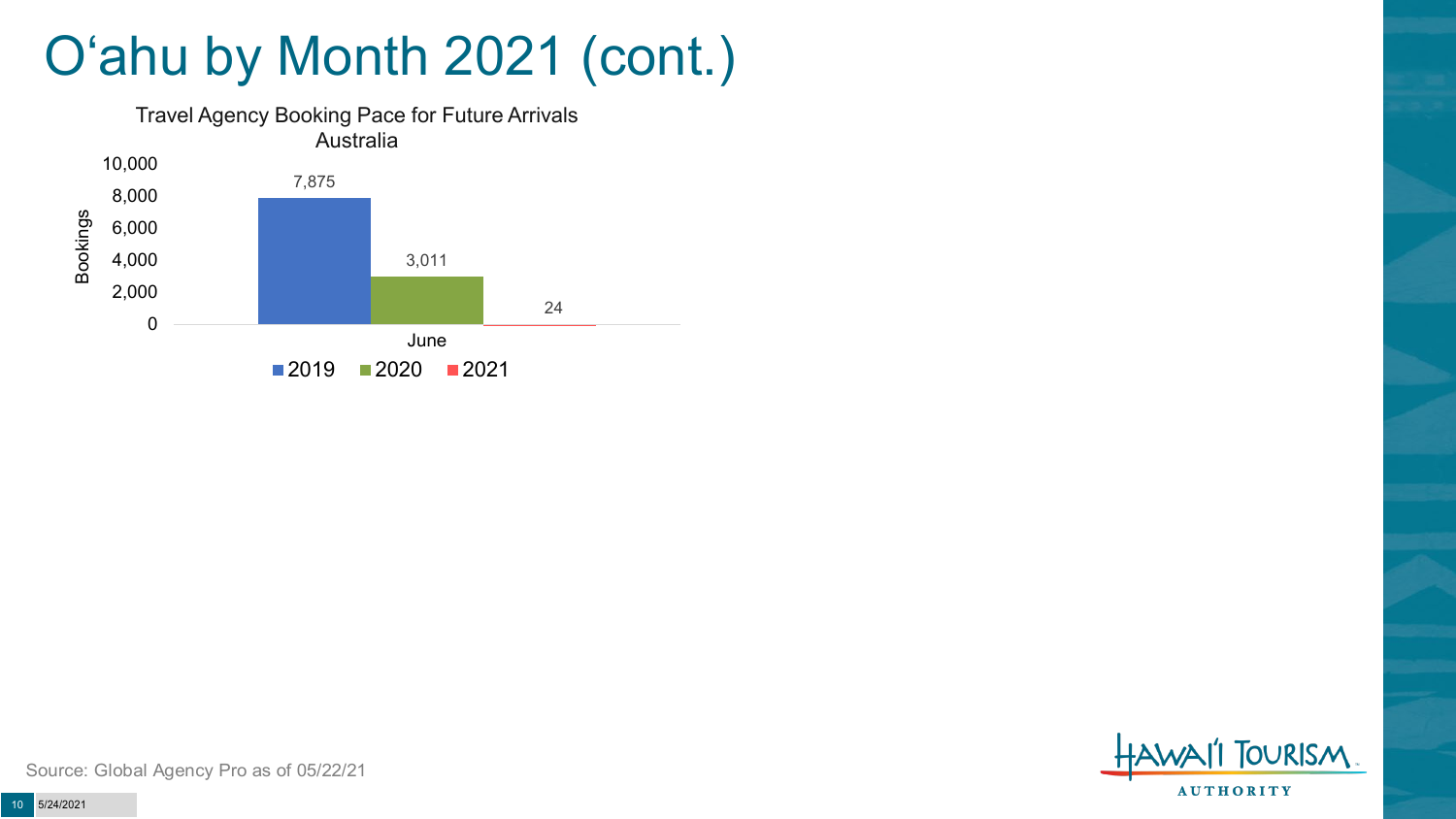# O'ahu by Month 2021 (cont.)

**Travel Agency Booking Pace for Future Arrivals Australia**

| Bookings | 2019 | 2020 | 2021 |
|---|---|---|---|
| June | 7,875 | 3,011 | 24 |

Source: Global Agency Pro as of 05/22/21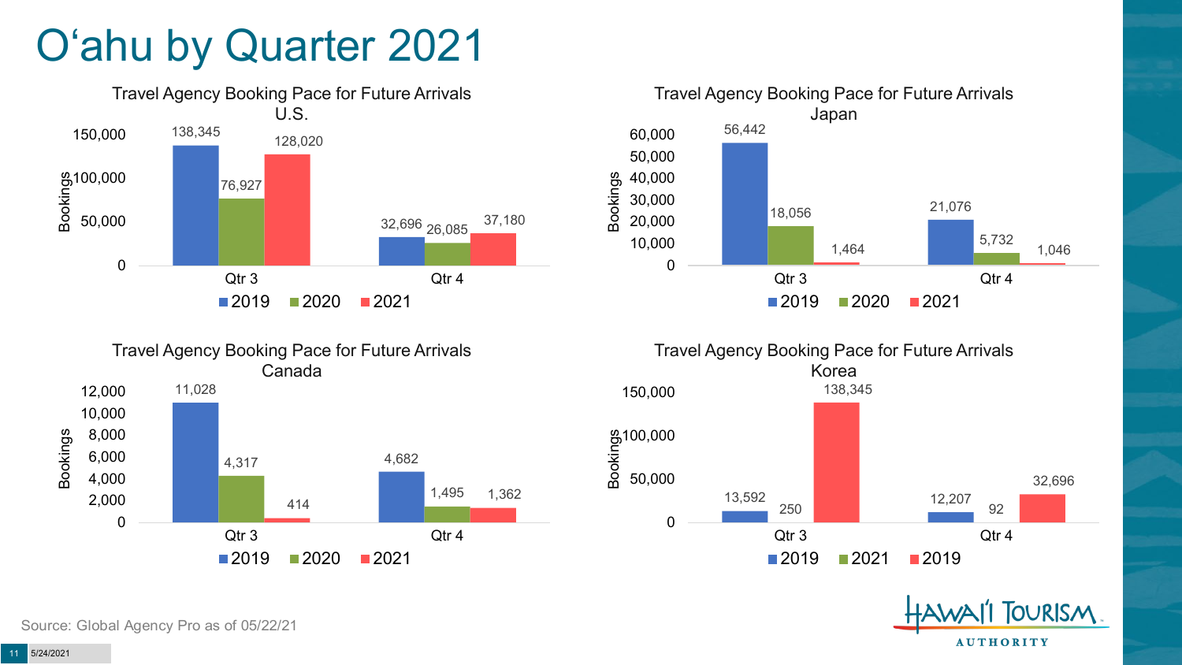# O'ahu by Quarter 2021

### Travel Agency Booking Pace for Future Arrivals U.S.

| Bookings | 2019 | 2020 | 2021 |
|---|---|---|---|
| Qtr 3 | 138,345 | 76,927 | 128,020 |
| Qtr 4 | 32,696 | 26,085 | 37,180 |

### Travel Agency Booking Pace for Future Arrivals Japan

| Bookings | 2019 | 2020 | 2021 |
|---|---|---|---|
| Qtr 3 | 56,442 | 18,056 | 1,464 |
| Qtr 4 | 21,076 | 5,732 | 1,046 |

### Travel Agency Booking Pace for Future Arrivals Canada

| Bookings | 2019 | 2020 | 2021 |
|---|---|---|---|
| Qtr 3 | 11,028 | 4,317 | 414 |
| Qtr 4 | 4,682 | 1,495 | 1,362 |

### Travel Agency Booking Pace for Future Arrivals Korea

| Bookings | 2019 | 2021 | 2019 |
|---|---|---|---|
| Qtr 3 | 13,592 | 250 | 138,345 |
| Qtr 4 | 12,207 | 92 | 32,696 |

Source: Global Agency Pro as of 05/22/21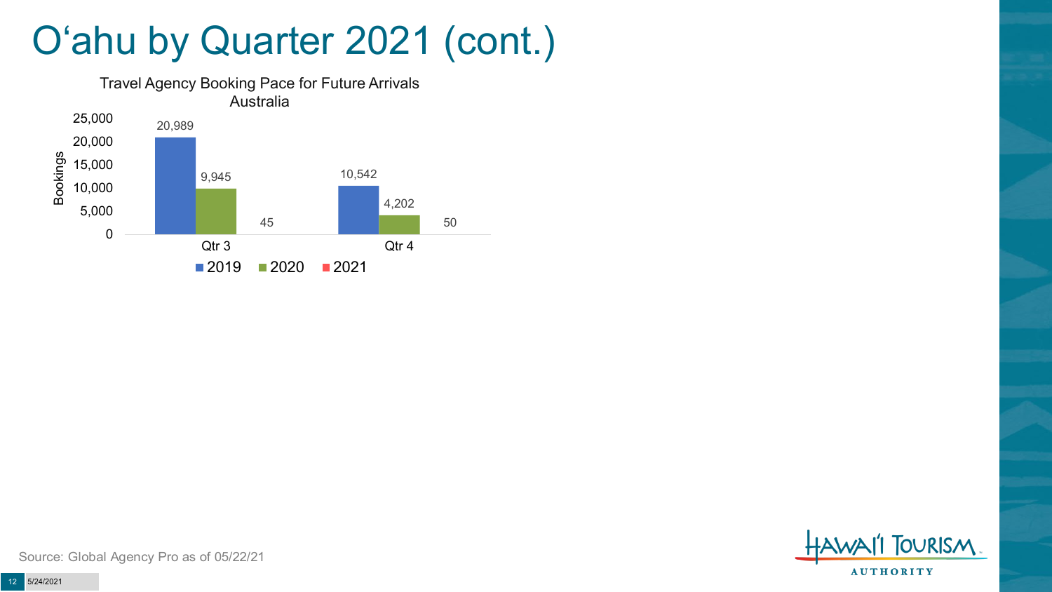# O'ahu by Quarter 2021 (cont.)

**Travel Agency Booking Pace for Future Arrivals**
**Australia**

| | 2019 | 2020 | 2021 |
|---|---|---|---|
| Qtr 3 | 20,989 | 9,945 | 45 |
| Qtr 4 | 10,542 | 4,202 | 50 |

Source: Global Agency Pro as of 05/22/21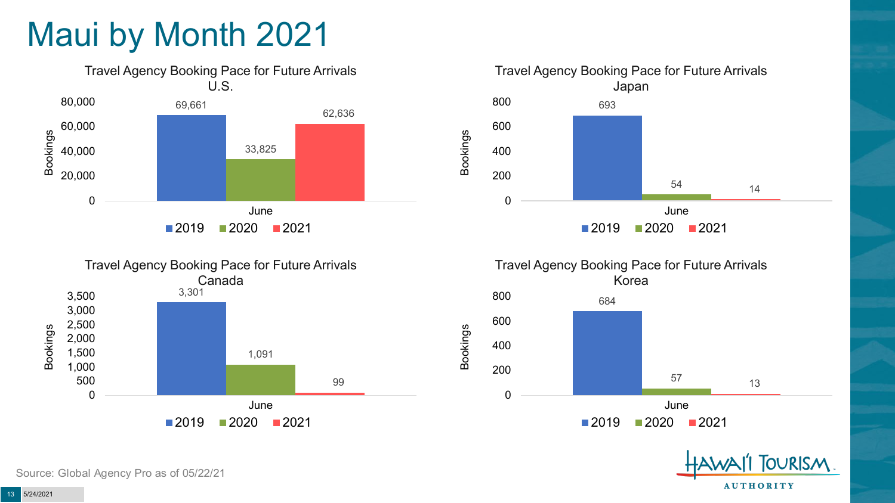# Maui by Month 2021

### Travel Agency Booking Pace for Future Arrivals U.S.

| Bookings | 2019 | 2020 | 2021 |
|---|---|---|---|
| June | 69,661 | 33,825 | 62,636 |

### Travel Agency Booking Pace for Future Arrivals Japan

| Bookings | 2019 | 2020 | 2021 |
|---|---|---|---|
| June | 693 | 54 | 14 |

### Travel Agency Booking Pace for Future Arrivals Canada

| Bookings | 2019 | 2020 | 2021 |
|---|---|---|---|
| June | 3,301 | 1,091 | 99 |

### Travel Agency Booking Pace for Future Arrivals Korea

| Bookings | 2019 | 2020 | 2021 |
|---|---|---|---|
| June | 684 | 57 | 13 |

Source: Global Agency Pro as of 05/22/21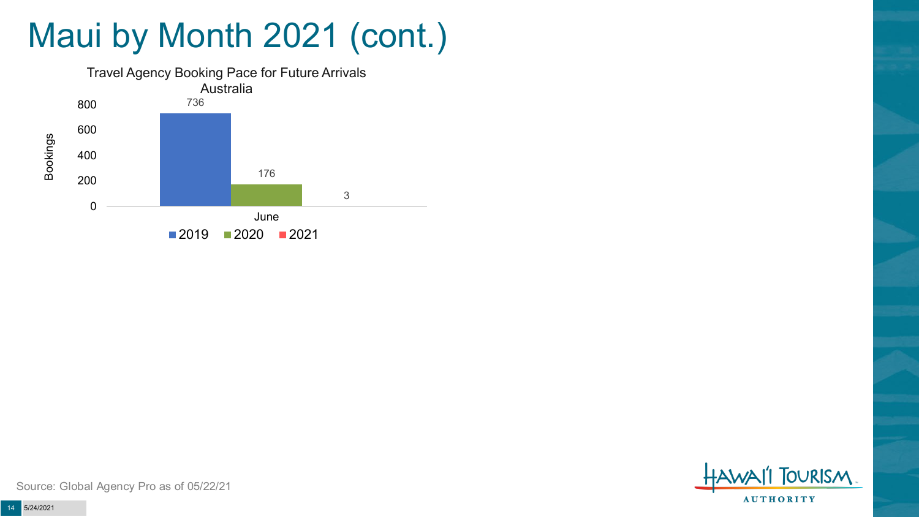# Maui by Month 2021 (cont.)

Travel Agency Booking Pace for Future Arrivals
Australia

| Month | 2019 | 2020 | 2021 |
|---|---|---|---|
| June | 736 | 176 | 3 |

Source: Global Agency Pro as of 05/22/21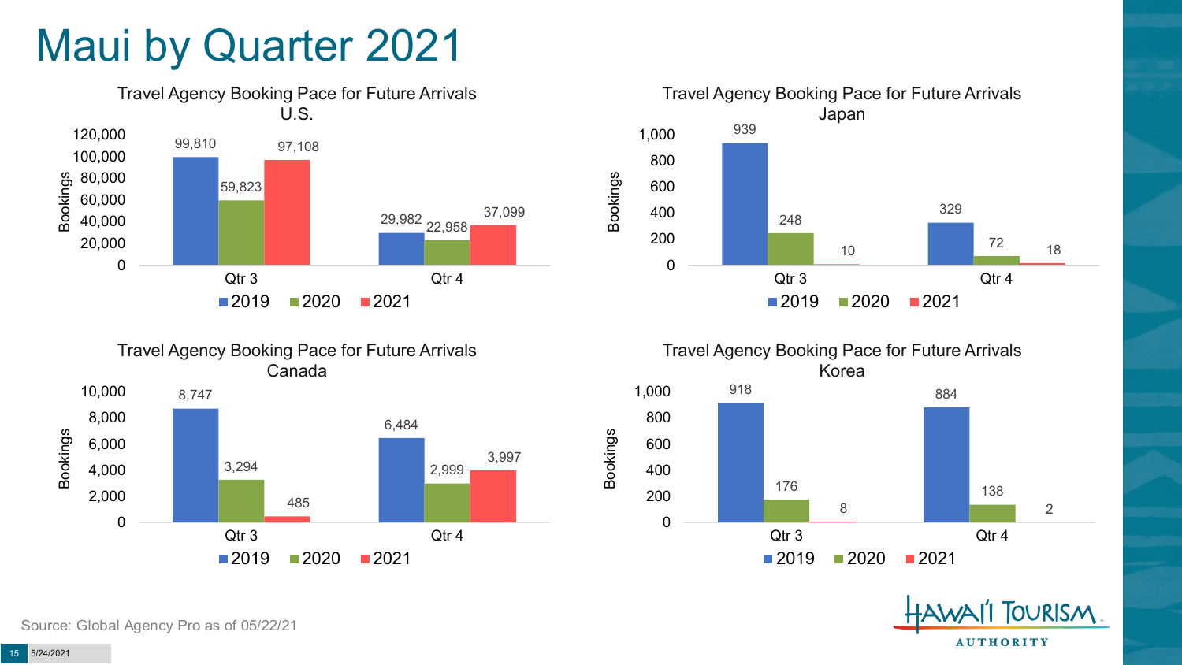# Maui by Quarter 2021

### Travel Agency Booking Pace for Future Arrivals U.S.

| Bookings | 2019 | 2020 | 2021 |
|---|---|---|---|
| Qtr 3 | 99,810 | 59,823 | 97,108 |
| Qtr 4 | 29,982 | 22,958 | 37,099 |

### Travel Agency Booking Pace for Future Arrivals Japan

| Bookings | 2019 | 2020 | 2021 |
|---|---|---|---|
| Qtr 3 | 939 | 248 | 10 |
| Qtr 4 | 329 | 72 | 18 |

### Travel Agency Booking Pace for Future Arrivals Canada

| Bookings | 2019 | 2020 | 2021 |
|---|---|---|---|
| Qtr 3 | 8,747 | 3,294 | 485 |
| Qtr 4 | 6,484 | 2,999 | 3,997 |

### Travel Agency Booking Pace for Future Arrivals Korea

| Bookings | 2019 | 2020 | 2021 |
|---|---|---|---|
| Qtr 3 | 918 | 176 | 8 |
| Qtr 4 | 884 | 138 | 2 |

Source: Global Agency Pro as of 05/22/21

5/24/2021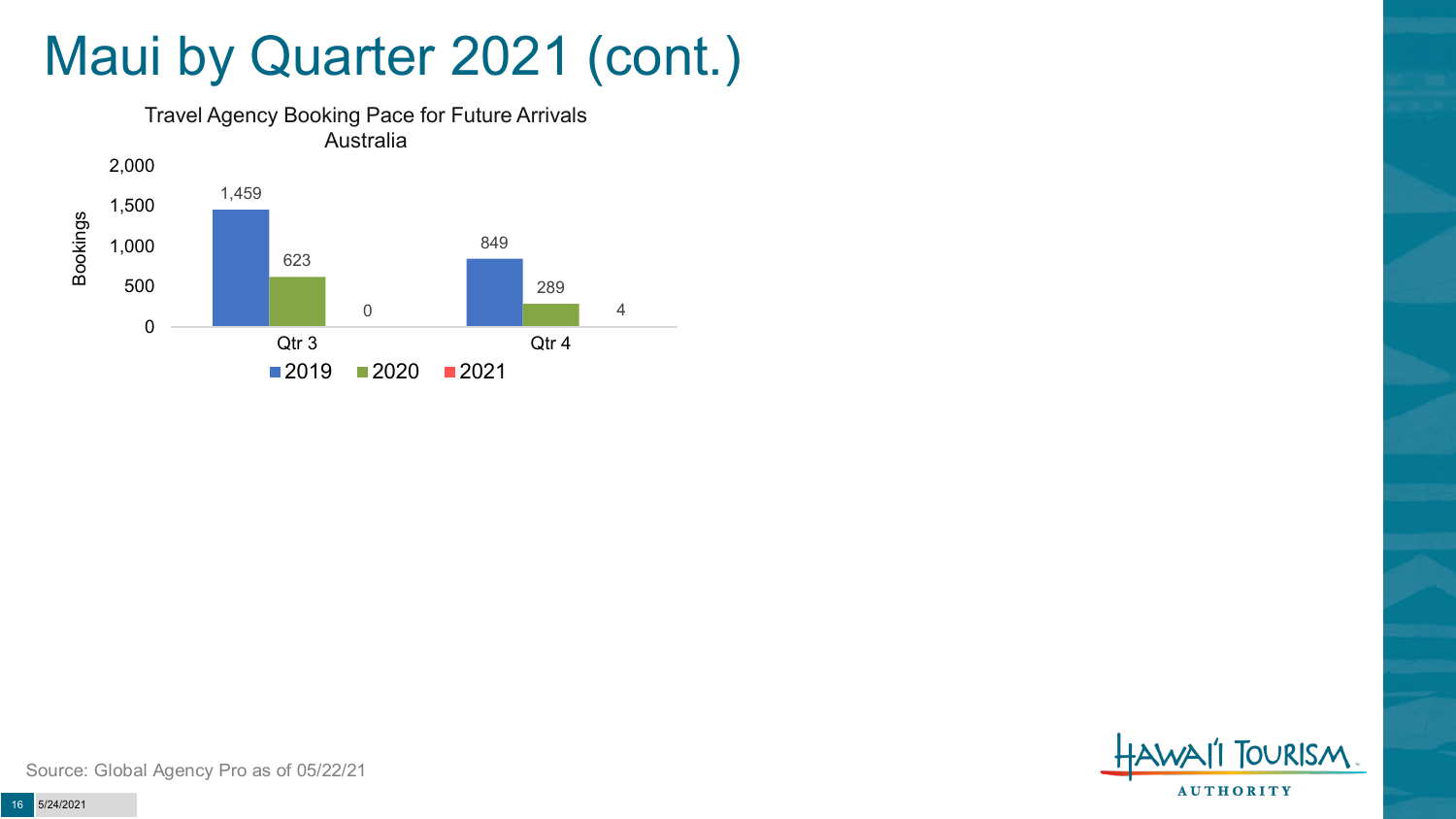# Maui by Quarter 2021 (cont.)

Travel Agency Booking Pace for Future Arrivals
Australia

| | 2019 | 2020 | 2021 |
|---|---|---|---|
| Qtr 3 | 1,459 | 623 | 0 |
| Qtr 4 | 849 | 289 | 4 |

Source: Global Agency Pro as of 05/22/21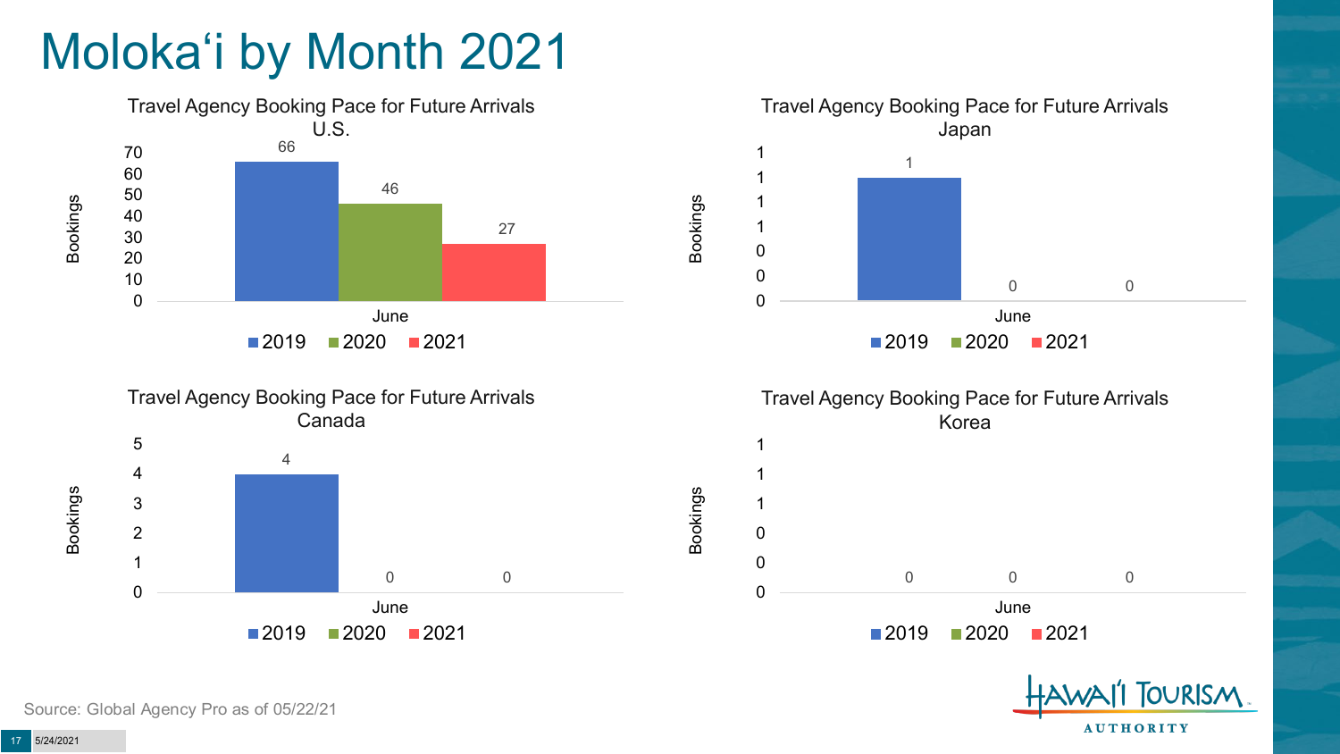# Moloka'i by Month 2021

### Travel Agency Booking Pace for Future Arrivals U.S.

| Bookings | 2019 | 2020 | 2021 |
|---|---|---|---|
| June | 66 | 46 | 27 |

### Travel Agency Booking Pace for Future Arrivals Japan

| Bookings | 2019 | 2020 | 2021 |
|---|---|---|---|
| June | 1 | 0 | 0 |

### Travel Agency Booking Pace for Future Arrivals Canada

| Bookings | 2019 | 2020 | 2021 |
|---|---|---|---|
| June | 4 | 0 | 0 |

### Travel Agency Booking Pace for Future Arrivals Korea

| Bookings | 2019 | 2020 | 2021 |
|---|---|---|---|
| June | 0 | 0 | 0 |

Source: Global Agency Pro as of 05/22/21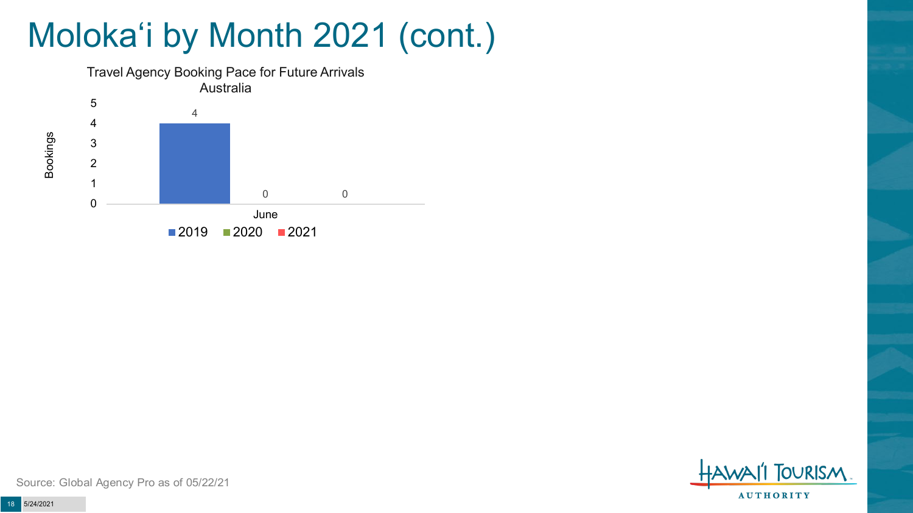# Moloka‘i by Month 2021 (cont.)

**Travel Agency Booking Pace for Future Arrivals Australia**

| | 2019 | 2020 | 2021 |
|---|---|---|---|
| June | 4 | 0 | 0 |

Source: Global Agency Pro as of 05/22/21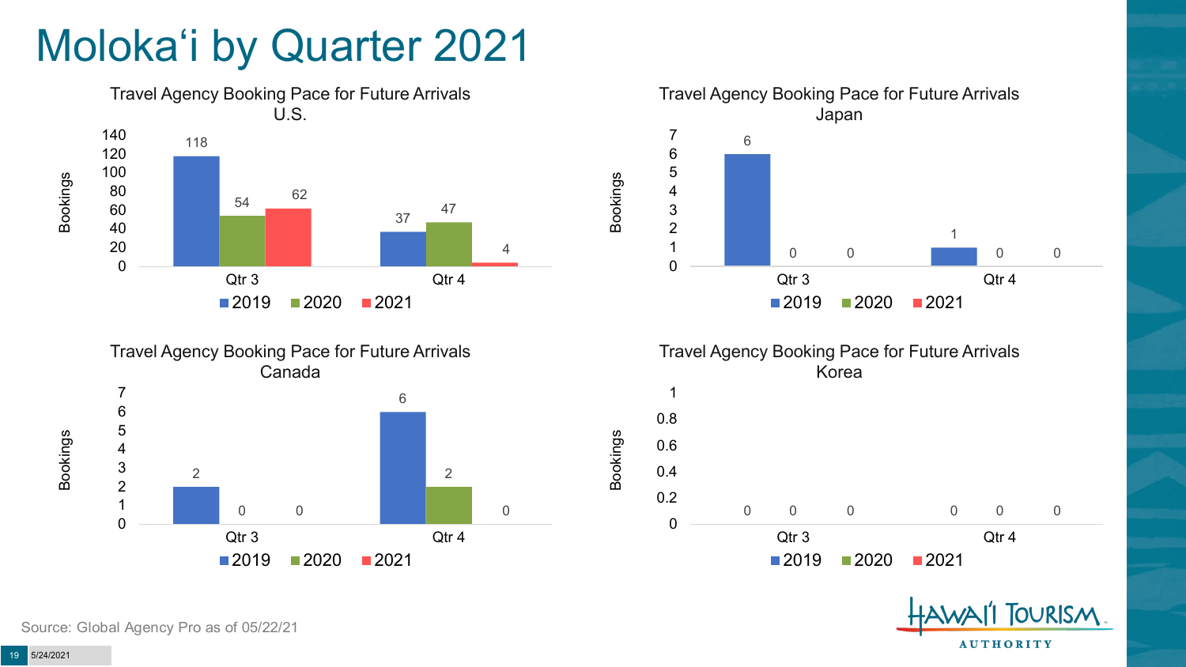# Moloka'i by Quarter 2021

### Travel Agency Booking Pace for Future Arrivals U.S.

| Bookings | 2019 | 2020 | 2021 |
|---|---|---|---|
| Qtr 3 | 118 | 54 | 62 |
| Qtr 4 | 37 | 47 | 4 |

### Travel Agency Booking Pace for Future Arrivals Japan

| Bookings | 2019 | 2020 | 2021 |
|---|---|---|---|
| Qtr 3 | 6 | 0 | 0 |
| Qtr 4 | 1 | 0 | 0 |

### Travel Agency Booking Pace for Future Arrivals Canada

| Bookings | 2019 | 2020 | 2021 |
|---|---|---|---|
| Qtr 3 | 2 | 0 | 0 |
| Qtr 4 | 6 | 2 | 0 |

### Travel Agency Booking Pace for Future Arrivals Korea

| Bookings | 2019 | 2020 | 2021 |
|---|---|---|---|
| Qtr 3 | 0 | 0 | 0 |
| Qtr 4 | 0 | 0 | 0 |

Source: Global Agency Pro as of 05/22/21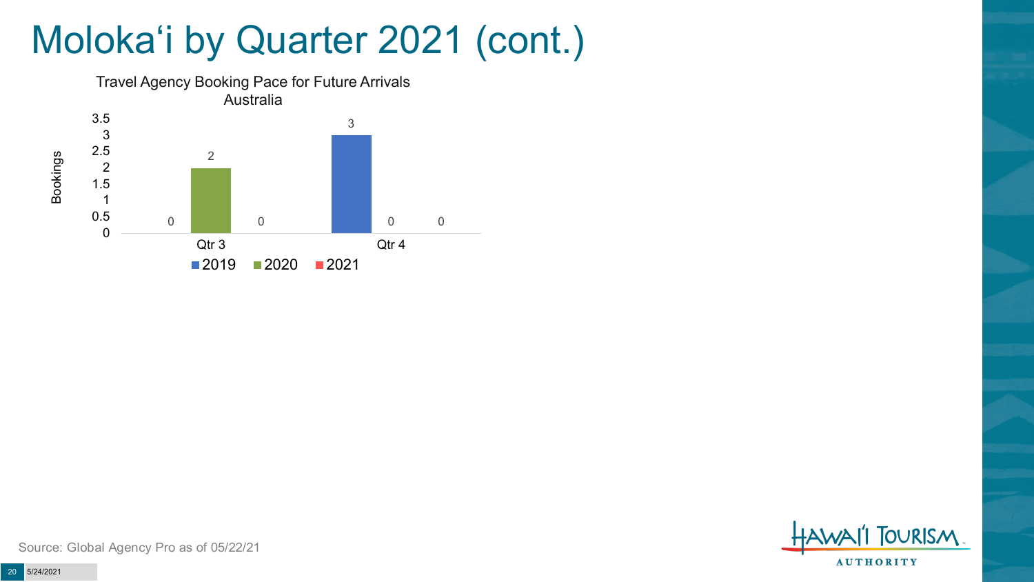# Molokaʻi by Quarter 2021 (cont.)

Travel Agency Booking Pace for Future Arrivals
Australia

| Bookings | 2019 | 2020 | 2021 |
|---|---|---|---|
| Qtr 3 | 0 | 2 | 0 |
| Qtr 4 | 3 | 0 | 0 |

Source: Global Agency Pro as of 05/22/21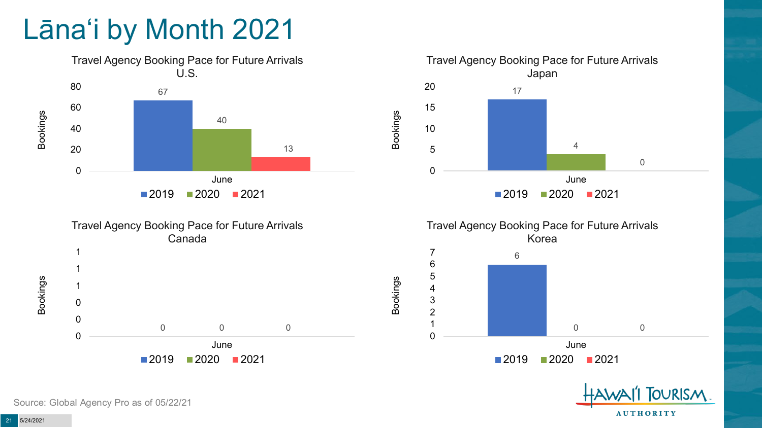# Lānaʻi by Month 2021

### Travel Agency Booking Pace for Future Arrivals U.S.

| Bookings | 2019 | 2020 | 2021 |
|---|---|---|---|
| June | 67 | 40 | 13 |

### Travel Agency Booking Pace for Future Arrivals Japan

| Bookings | 2019 | 2020 | 2021 |
|---|---|---|---|
| June | 17 | 4 | 0 |

### Travel Agency Booking Pace for Future Arrivals Canada

| Bookings | 2019 | 2020 | 2021 |
|---|---|---|---|
| June | 0 | 0 | 0 |

### Travel Agency Booking Pace for Future Arrivals Korea

| Bookings | 2019 | 2020 | 2021 |
|---|---|---|---|
| June | 6 | 0 | 0 |

Source: Global Agency Pro as of 05/22/21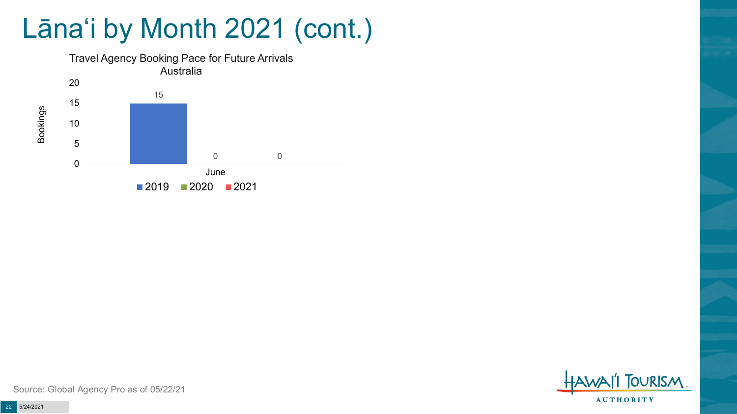# Lānaʻi by Month 2021 (cont.)

Travel Agency Booking Pace for Future Arrivals
Australia

| Month | 2019 | 2020 | 2021 |
|---|---|---|---|
| June | 15 | 0 | 0 |

Source: Global Agency Pro as of 05/22/21

5/24/2021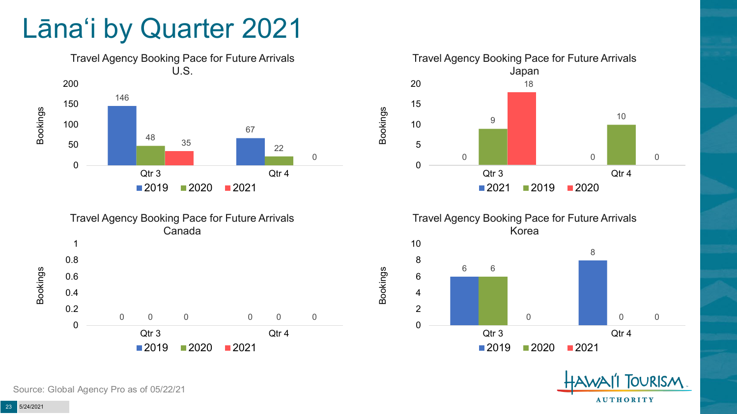# Lānaʻi by Quarter 2021

### Travel Agency Booking Pace for Future Arrivals U.S.

| Bookings | 2019 | 2020 | 2021 |
|---|---|---|---|
| Qtr 3 | 146 | 48 | 35 |
| Qtr 4 | 67 | 22 | 0 |

### Travel Agency Booking Pace for Future Arrivals Japan

| Bookings | 2021 | 2019 | 2020 |
|---|---|---|---|
| Qtr 3 | 0 | 9 | 18 |
| Qtr 4 | 0 | 10 | 0 |

### Travel Agency Booking Pace for Future Arrivals Canada

| Bookings | 2019 | 2020 | 2021 |
|---|---|---|---|
| Qtr 3 | 0 | 0 | 0 |
| Qtr 4 | 0 | 0 | 0 |

### Travel Agency Booking Pace for Future Arrivals Korea

| Bookings | 2019 | 2020 | 2021 |
|---|---|---|---|
| Qtr 3 | 6 | 6 | 0 |
| Qtr 4 | 8 | 0 | 0 |

Source: Global Agency Pro as of 05/22/21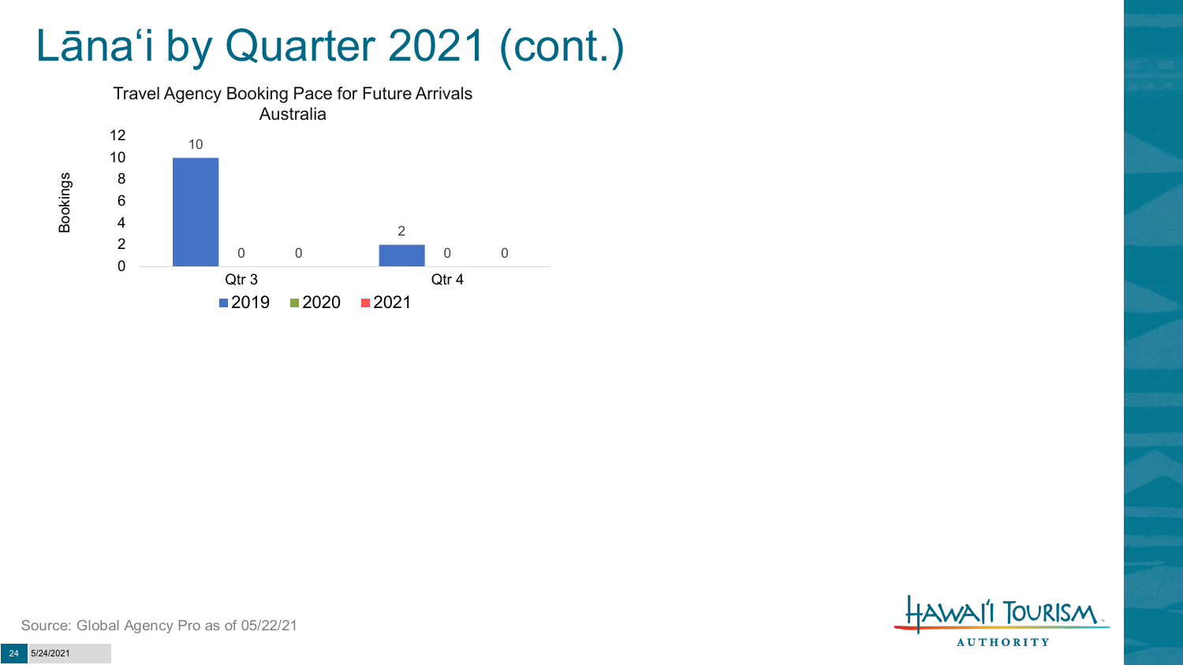# Lānaʻi by Quarter 2021 (cont.)

Travel Agency Booking Pace for Future Arrivals
Australia

| | 2019 | 2020 | 2021 |
|---|---|---|---|
| Qtr 3 | 10 | 0 | 0 |
| Qtr 4 | 2 | 0 | 0 |

Source: Global Agency Pro as of 05/22/21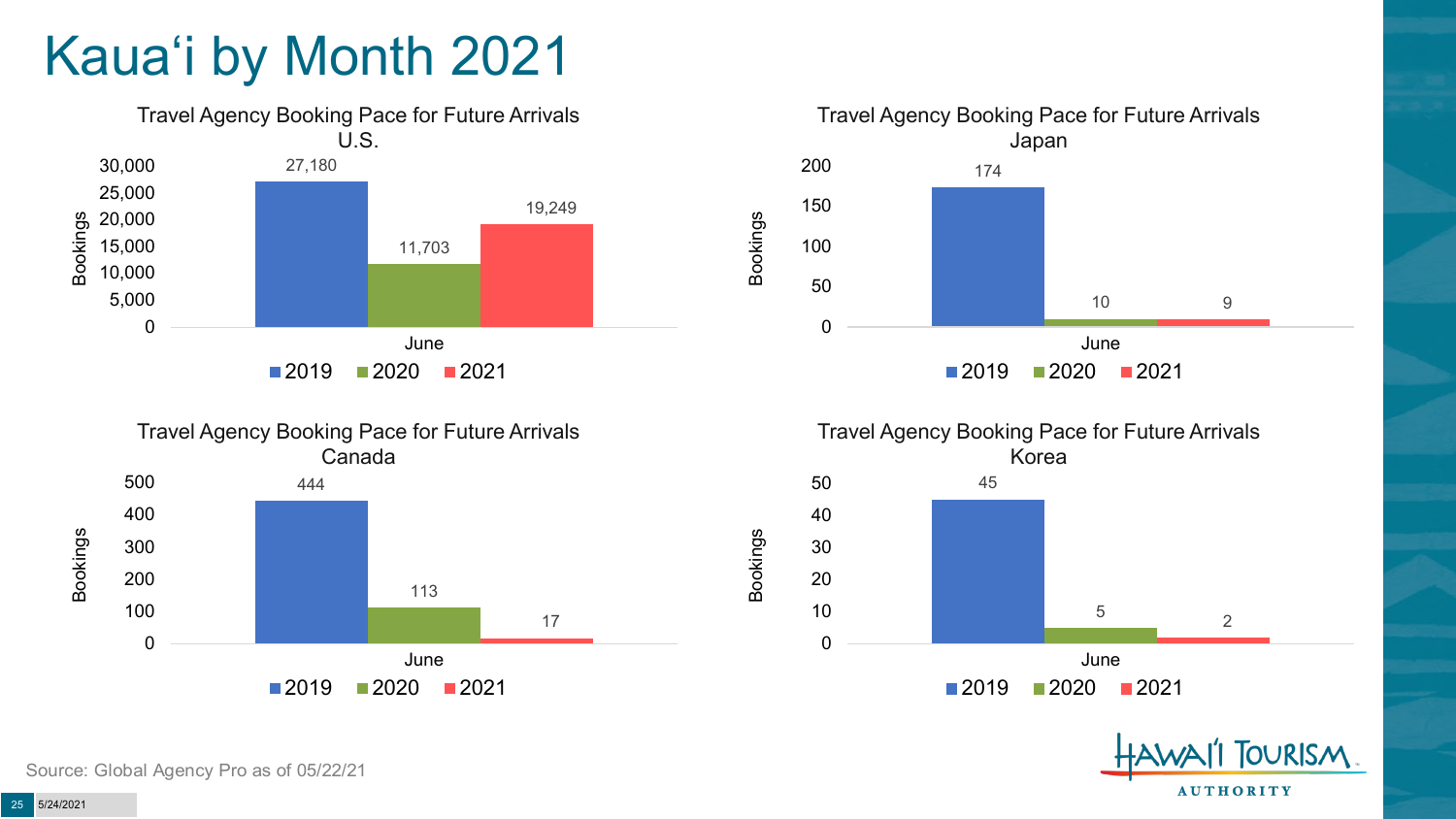# Kauaʻi by Month 2021

### Travel Agency Booking Pace for Future Arrivals U.S.

| June | Bookings |
|---|---|
| 2019 | 27,180 |
| 2020 | 11,703 |
| 2021 | 19,249 |

### Travel Agency Booking Pace for Future Arrivals Japan

| June | Bookings |
|---|---|
| 2019 | 174 |
| 2020 | 10 |
| 2021 | 9 |

### Travel Agency Booking Pace for Future Arrivals Canada

| June | Bookings |
|---|---|
| 2019 | 444 |
| 2020 | 113 |
| 2021 | 17 |

### Travel Agency Booking Pace for Future Arrivals Korea

| June | Bookings |
|---|---|
| 2019 | 45 |
| 2020 | 5 |
| 2021 | 2 |

Source: Global Agency Pro as of 05/22/21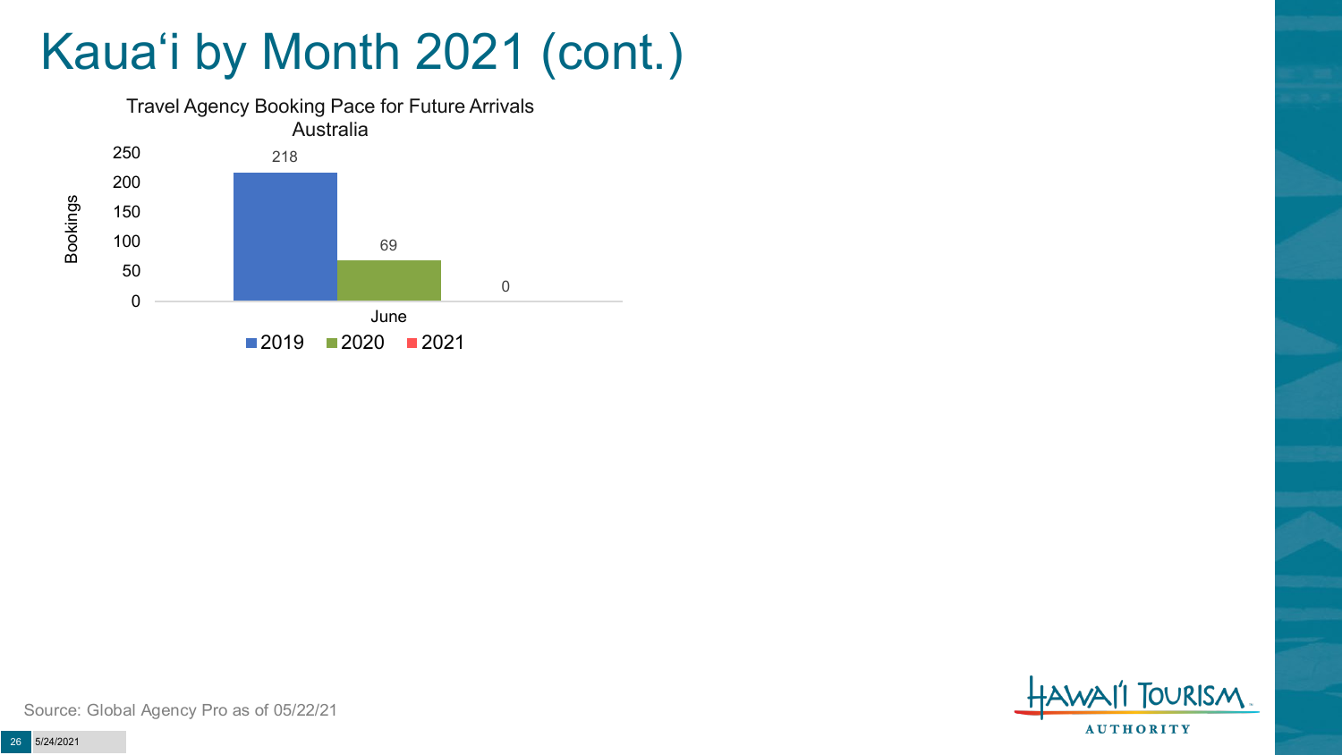# Kauaʻi by Month 2021 (cont.)

Travel Agency Booking Pace for Future Arrivals
Australia

| Month | 2019 | 2020 | 2021 |
| --- | --- | --- | --- |
| June | 218 | 69 | 0 |

Source: Global Agency Pro as of 05/22/21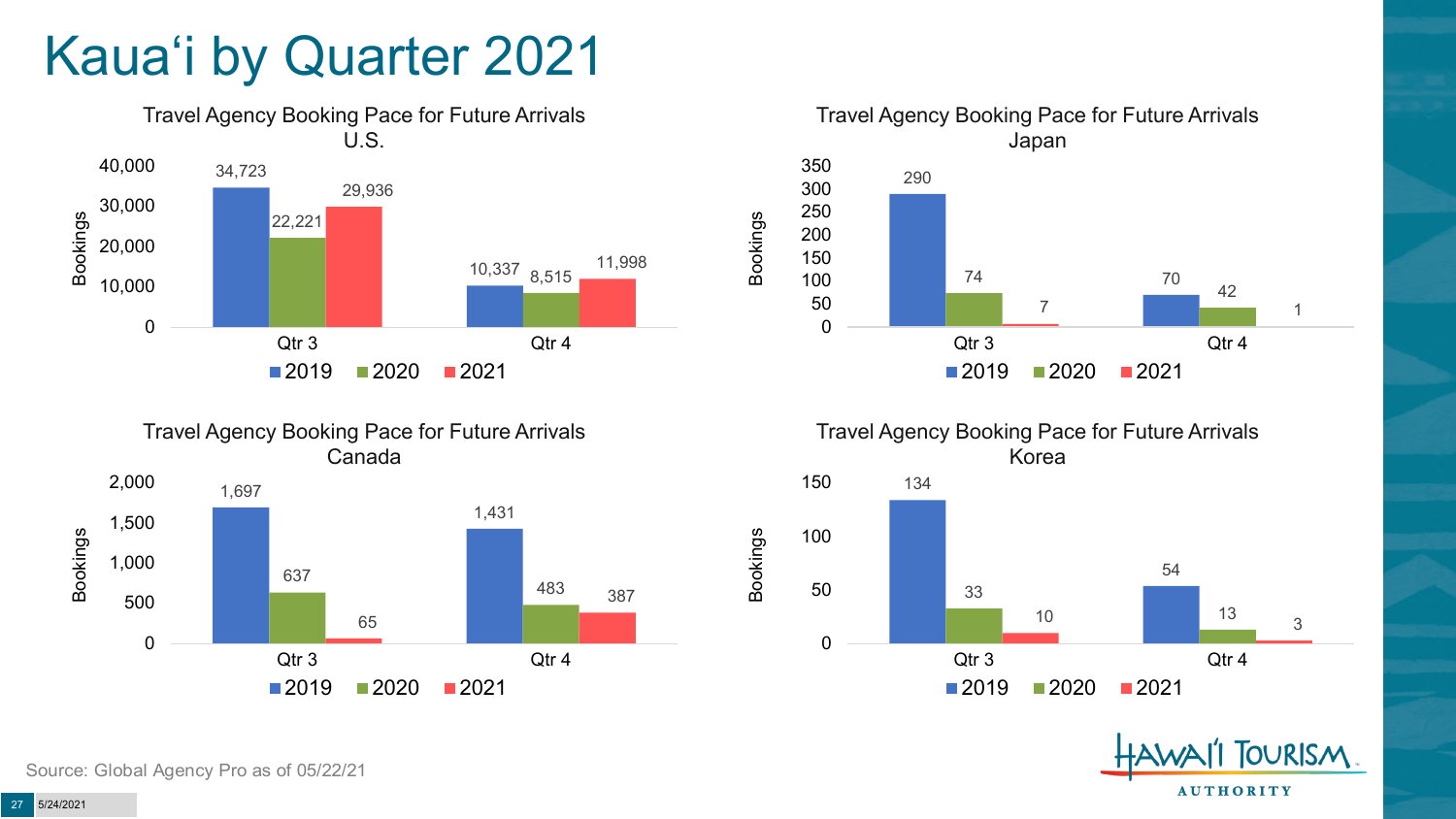# Kauaʻi by Quarter 2021

### Travel Agency Booking Pace for Future Arrivals U.S.

| | 2019 | 2020 | 2021 |
|---|---|---|---|
| Qtr 3 | 34,723 | 22,221 | 29,936 |
| Qtr 4 | 10,337 | 8,515 | 11,998 |

### Travel Agency Booking Pace for Future Arrivals Japan

| | 2019 | 2020 | 2021 |
|---|---|---|---|
| Qtr 3 | 290 | 74 | 7 |
| Qtr 4 | 70 | 42 | 1 |

### Travel Agency Booking Pace for Future Arrivals Canada

| | 2019 | 2020 | 2021 |
|---|---|---|---|
| Qtr 3 | 1,697 | 637 | 65 |
| Qtr 4 | 1,431 | 483 | 387 |

### Travel Agency Booking Pace for Future Arrivals Korea

| | 2019 | 2020 | 2021 |
|---|---|---|---|
| Qtr 3 | 134 | 33 | 10 |
| Qtr 4 | 54 | 13 | 3 |

Source: Global Agency Pro as of 05/22/21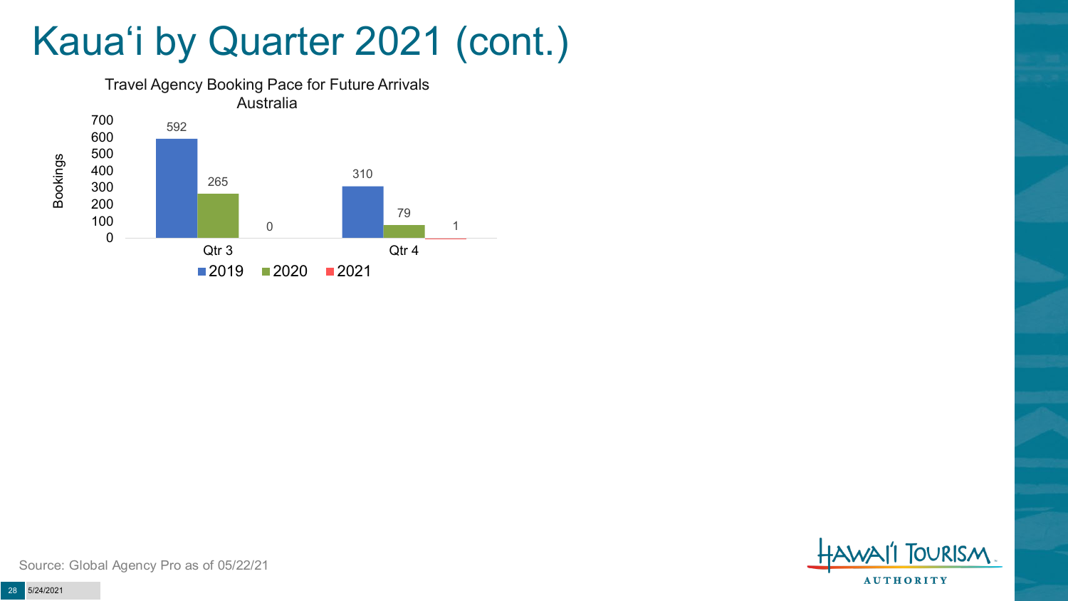# Kauaʻi by Quarter 2021 (cont.)

Travel Agency Booking Pace for Future Arrivals
Australia

| Quarter | 2019 | 2020 | 2021 |
|---|---|---|---|
| Qtr 3 | 592 | 265 | 0 |
| Qtr 4 | 310 | 79 | 1 |

Source: Global Agency Pro as of 05/22/21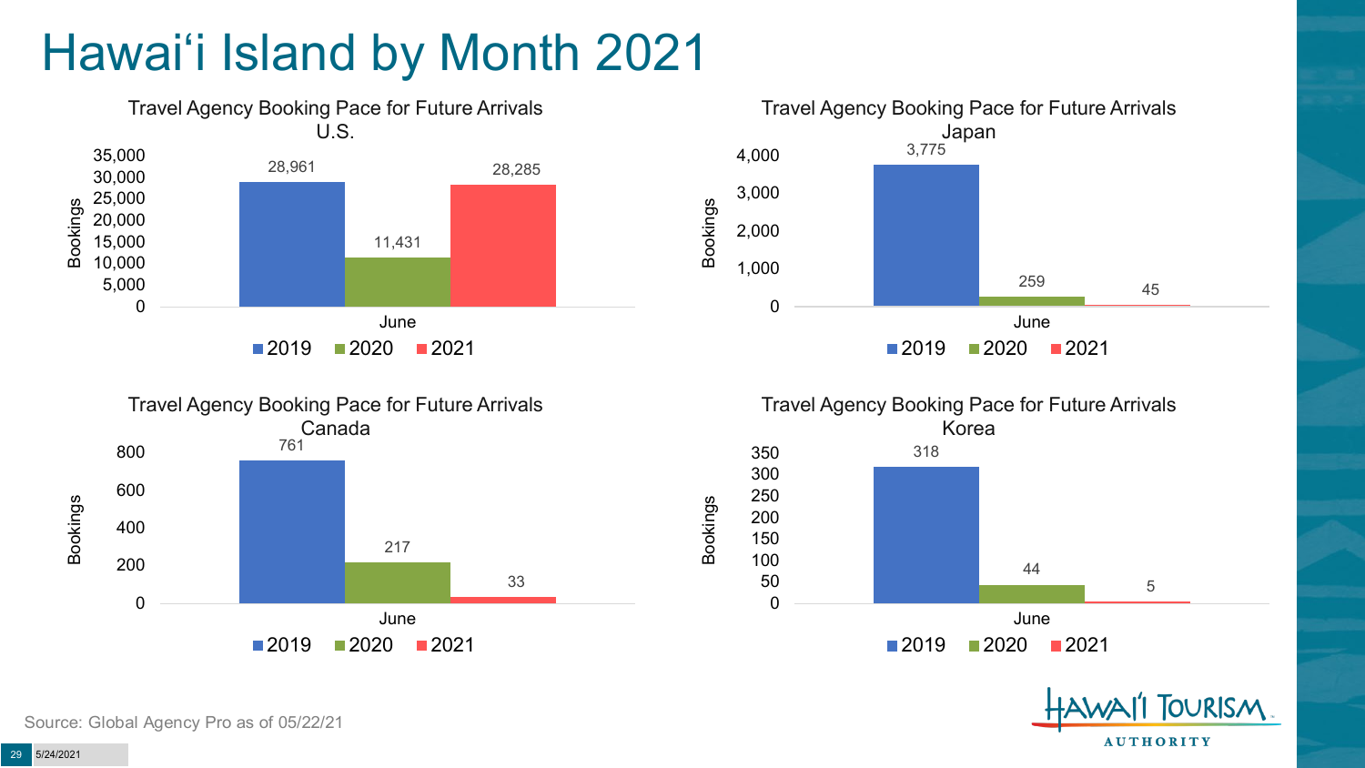# Hawai‘i Island by Month 2021

**Travel Agency Booking Pace for Future Arrivals U.S.**

| Bookings | 2019 | 2020 | 2021 |
|---|---|---|---|
| June | 28,961 | 11,431 | 28,285 |

**Travel Agency Booking Pace for Future Arrivals Japan**

| Bookings | 2019 | 2020 | 2021 |
|---|---|---|---|
| June | 3,775 | 259 | 45 |

**Travel Agency Booking Pace for Future Arrivals Canada**

| Bookings | 2019 | 2020 | 2021 |
|---|---|---|---|
| June | 761 | 217 | 33 |

**Travel Agency Booking Pace for Future Arrivals Korea**

| Bookings | 2019 | 2020 | 2021 |
|---|---|---|---|
| June | 318 | 44 | 5 |

Source: Global Agency Pro as of 05/22/21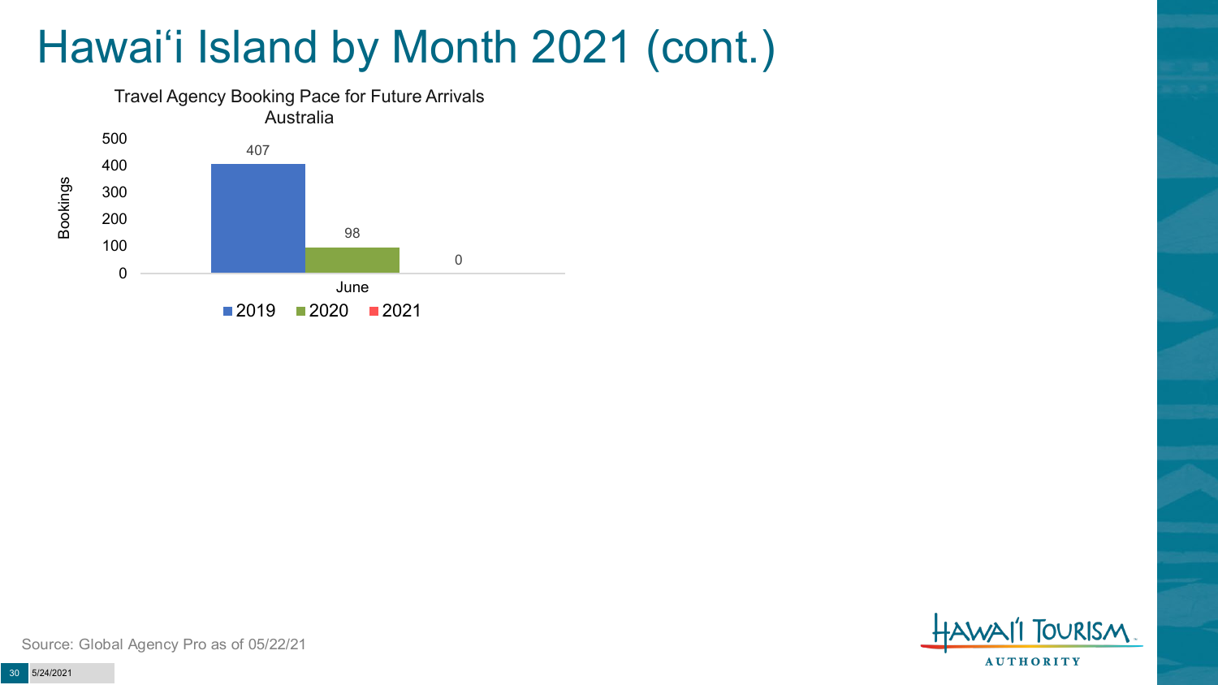# Hawai‘i Island by Month 2021 (cont.)

Travel Agency Booking Pace for Future Arrivals
Australia

| Month | 2019 | 2020 | 2021 |
| --- | --- | --- | --- |
| June | 407 | 98 | 0 |

Source: Global Agency Pro as of 05/22/21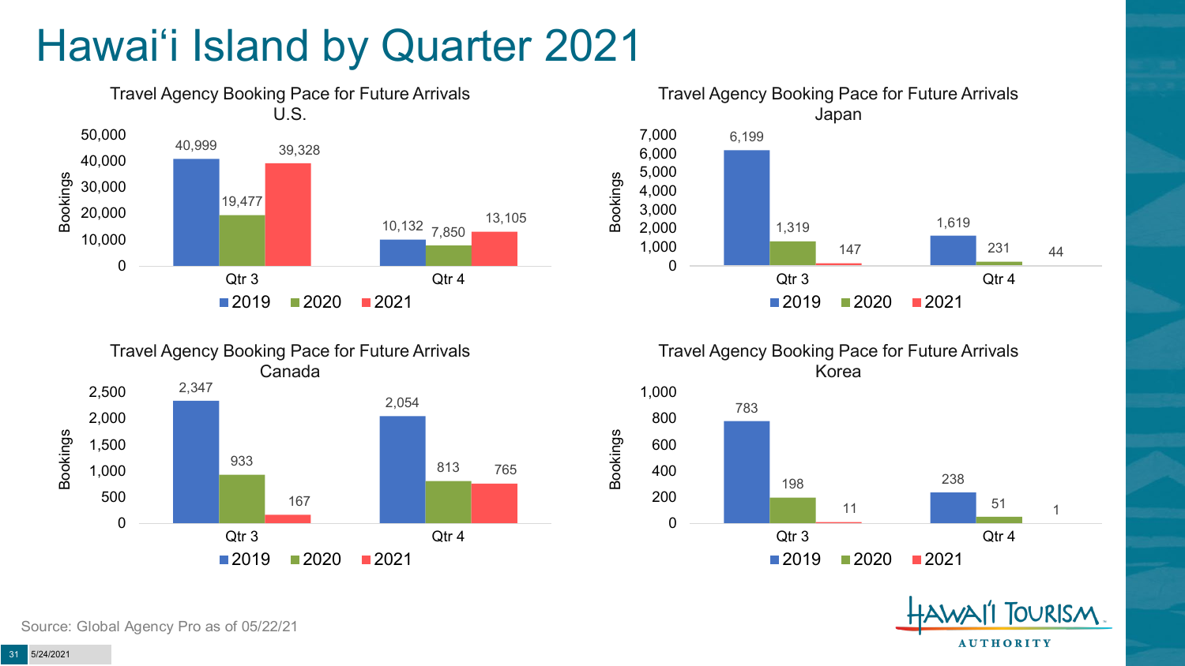# Hawai'i Island by Quarter 2021

### Travel Agency Booking Pace for Future Arrivals U.S.

| Bookings | 2019 | 2020 | 2021 |
|---|---|---|---|
| Qtr 3 | 40,999 | 19,477 | 39,328 |
| Qtr 4 | 10,132 | 7,850 | 13,105 |

### Travel Agency Booking Pace for Future Arrivals Japan

| Bookings | 2019 | 2020 | 2021 |
|---|---|---|---|
| Qtr 3 | 6,199 | 1,319 | 147 |
| Qtr 4 | 1,619 | 231 | 44 |

### Travel Agency Booking Pace for Future Arrivals Canada

| Bookings | 2019 | 2020 | 2021 |
|---|---|---|---|
| Qtr 3 | 2,347 | 933 | 167 |
| Qtr 4 | 2,054 | 813 | 765 |

### Travel Agency Booking Pace for Future Arrivals Korea

| Bookings | 2019 | 2020 | 2021 |
|---|---|---|---|
| Qtr 3 | 783 | 198 | 11 |
| Qtr 4 | 238 | 51 | 1 |

Source: Global Agency Pro as of 05/22/21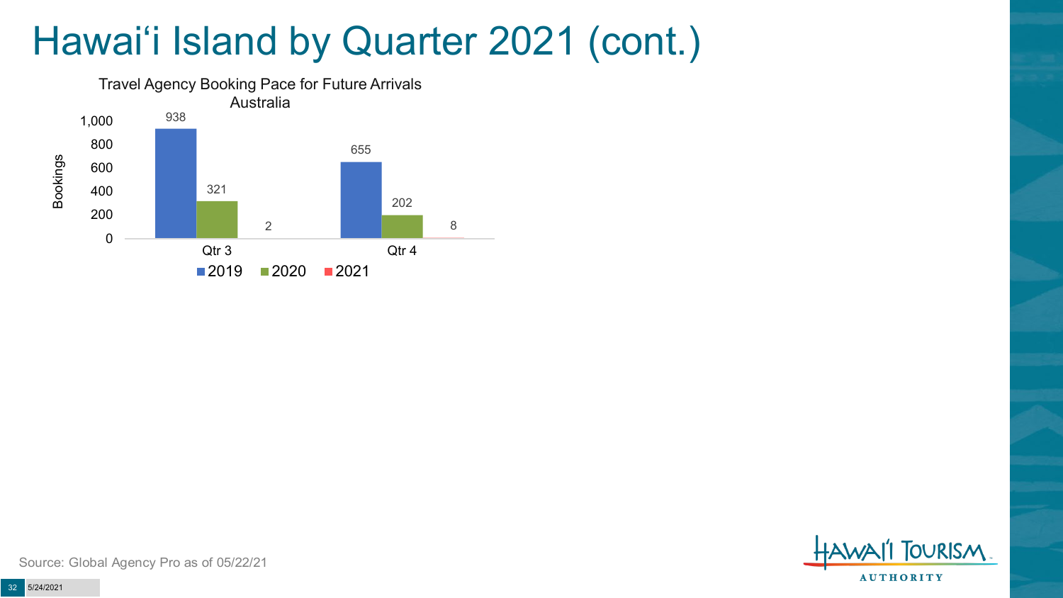# Hawai'i Island by Quarter 2021 (cont.)

Travel Agency Booking Pace for Future Arrivals
Australia

Bookings

1,000
800
600
400
200
0

938
321
2
655
202
8

Qtr 3
Qtr 4

2019 2020 2021

Source: Global Agency Pro as of 05/22/21